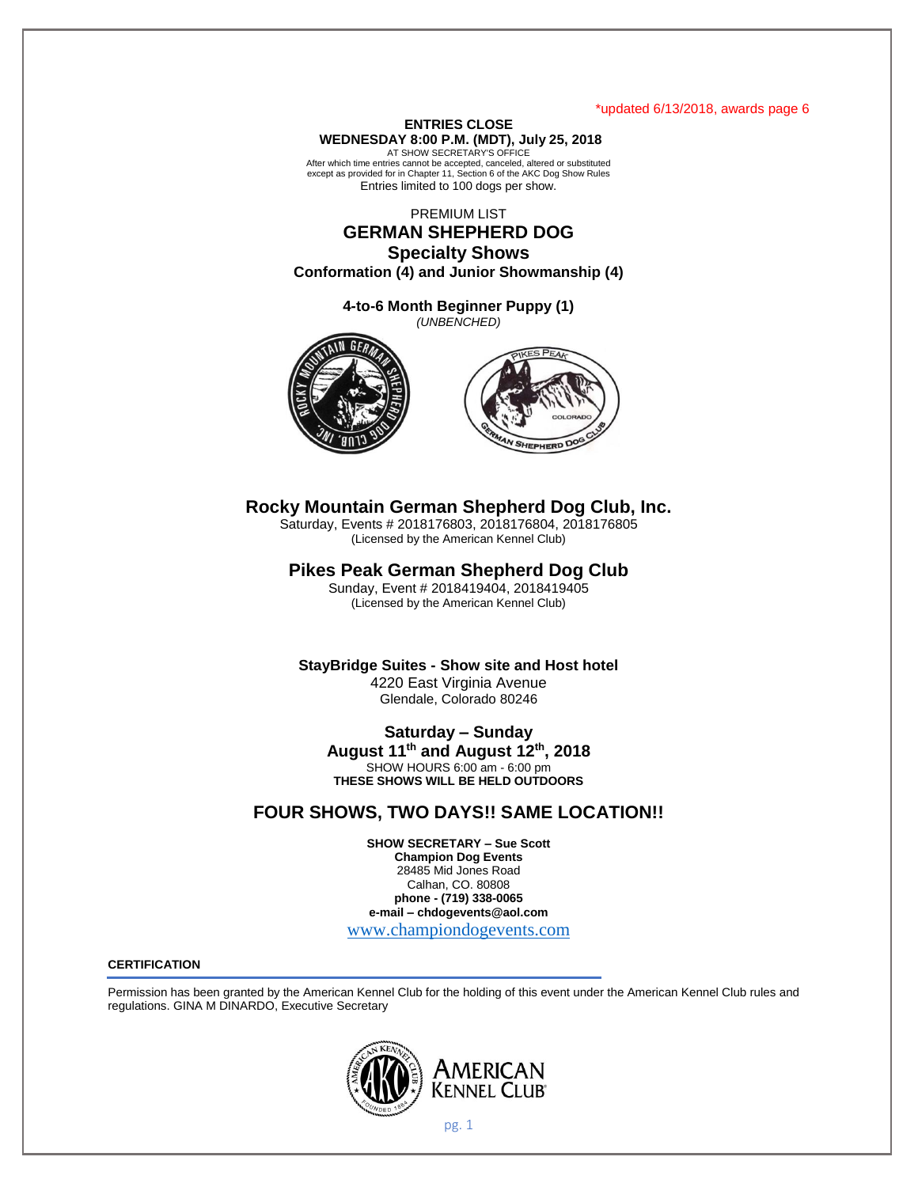*updated 6/13/2018, awards page 6

**ENTRIES CLOSE**
**WEDNESDAY 8:00 P.M. (MDT), July 25, 2018**
AT SHOW SECRETARY'S OFFICE
After which time entries cannot be accepted, canceled, altered or substituted except as provided for in Chapter 11, Section 6 of the AKC Dog Show Rules
Entries limited to 100 dogs per show.

PREMIUM LIST

# GERMAN SHEPHERD DOG
# Specialty Shows

**Conformation (4) and Junior Showmanship (4)**

**4-to-6 Month Beginner Puppy (1)**
*(UNBENCHED)*

## Rocky Mountain German Shepherd Dog Club, Inc.

Saturday, Events # 2018176803, 2018176804, 2018176805
(Licensed by the American Kennel Club)

## Pikes Peak German Shepherd Dog Club

Sunday, Event # 2018419404, 2018419405
(Licensed by the American Kennel Club)

**StayBridge Suites - Show site and Host hotel**
4220 East Virginia Avenue
Glendale, Colorado 80246

**Saturday – Sunday**
**August 11th and August 12th, 2018**
SHOW HOURS 6:00 am - 6:00 pm
**THESE SHOWS WILL BE HELD OUTDOORS**

## FOUR SHOWS, TWO DAYS!! SAME LOCATION!!

**SHOW SECRETARY – Sue Scott**
**Champion Dog Events**
28485 Mid Jones Road
Calhan, CO. 80808
**phone - (719) 338-0065**
**e-mail – chdogevents@aol.com**
www.championdogevents.com

**CERTIFICATION**

Permission has been granted by the American Kennel Club for the holding of this event under the American Kennel Club rules and regulations. GINA M DINARDO, Executive Secretary

AMERICAN KENNEL CLUB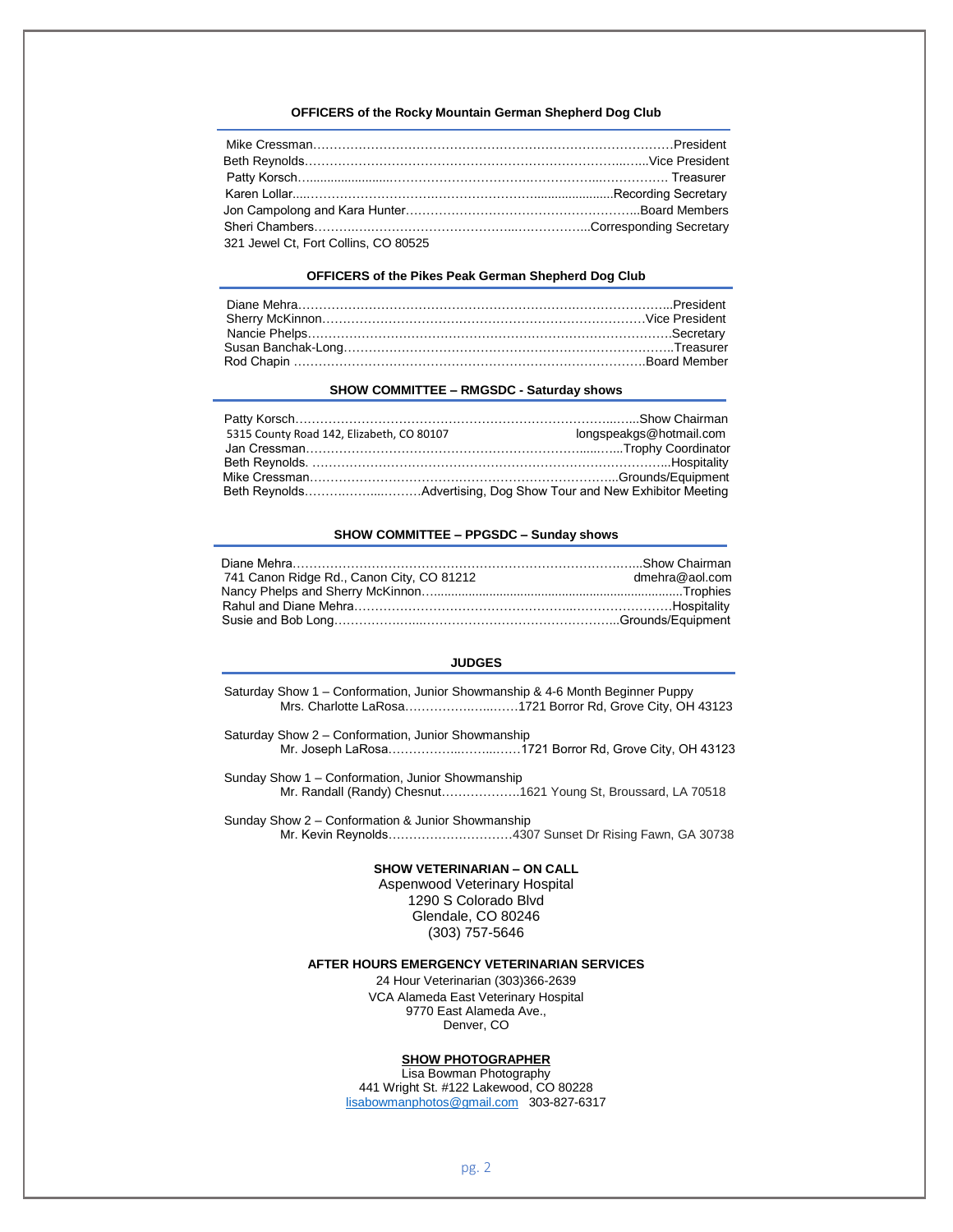### OFFICERS of the Rocky Mountain German Shepherd Dog Club

Mike Cressman………………………………………………………………………….President
Beth Reynolds………………………………………………………………………..…..Vice President
Patty Korsch…......................…………………………….……………..……………. Treasurer
Karen Lollar....……………………….……………………….......................Recording Secretary
Jon Campolong and Kara Hunter……………………………………………..Board Members
Sheri Chambers………..……………………………..………………..Corresponding Secretary
321 Jewel Ct, Fort Collins, CO 80525

### OFFICERS of the Pikes Peak German Shepherd Dog Club

Diane Mehra……………………………………………………………………………..President
Sherry McKinnon…………………………………………………………………….Vice President
Nancie Phelps……………………………………………………………………………Secretary
Susan Banchak-Long……………………………………………………………………..Treasurer
Rod Chapin ……………………………………………………………………….Board Member

### SHOW COMMITTEE – RMGSDC - Saturday shows

Patty Korsch……………………………………………………………………...…..Show Chairman
5315 County Road 142, Elizabeth, CO 80107 longspeakgs@hotmail.com
Jan Cressman…………………………………………………………......…...Trophy Coordinator
Beth Reynolds. ……………………………………………………………………………..Hospitality
Mike Cressman………………………………………………………………...Grounds/Equipment
Beth Reynolds……..……....………Advertising, Dog Show Tour and New Exhibitor Meeting

### SHOW COMMITTEE – PPGSDC – Sunday shows

Diane Mehra…………………………………………………………………………...Show Chairman
741 Canon Ridge Rd., Canon City, CO 81212 dmehra@aol.com
Nancy Phelps and Sherry McKinnon…...................................................................Trophies
Rahul and Diane Mehra…………………………………………..…………………Hospitality
Susie and Bob Long………………...………………………………………...Grounds/Equipment

### JUDGES

Saturday Show 1 – Conformation, Junior Showmanship & 4-6 Month Beginner Puppy
Mrs. Charlotte LaRosa……………….…..…….1721 Borror Rd, Grove City, OH 43123

Saturday Show 2 – Conformation, Junior Showmanship
Mr. Joseph LaRosa……………..……...……1721 Borror Rd, Grove City, OH 43123

Sunday Show 1 – Conformation, Junior Showmanship
Mr. Randall (Randy) Chesnut……………….1621 Young St, Broussard, LA 70518

Sunday Show 2 – Conformation & Junior Showmanship
Mr. Kevin Reynolds…………………………4307 Sunset Dr Rising Fawn, GA 30738

### SHOW VETERINARIAN – ON CALL

Aspenwood Veterinary Hospital
1290 S Colorado Blvd
Glendale, CO 80246
(303) 757-5646

### AFTER HOURS EMERGENCY VETERINARIAN SERVICES

24 Hour Veterinarian (303)366-2639
VCA Alameda East Veterinary Hospital
9770 East Alameda Ave.,
Denver, CO

### SHOW PHOTOGRAPHER

Lisa Bowman Photography
441 Wright St. #122 Lakewood, CO 80228
lisabowmanphotos@gmail.com 303-827-6317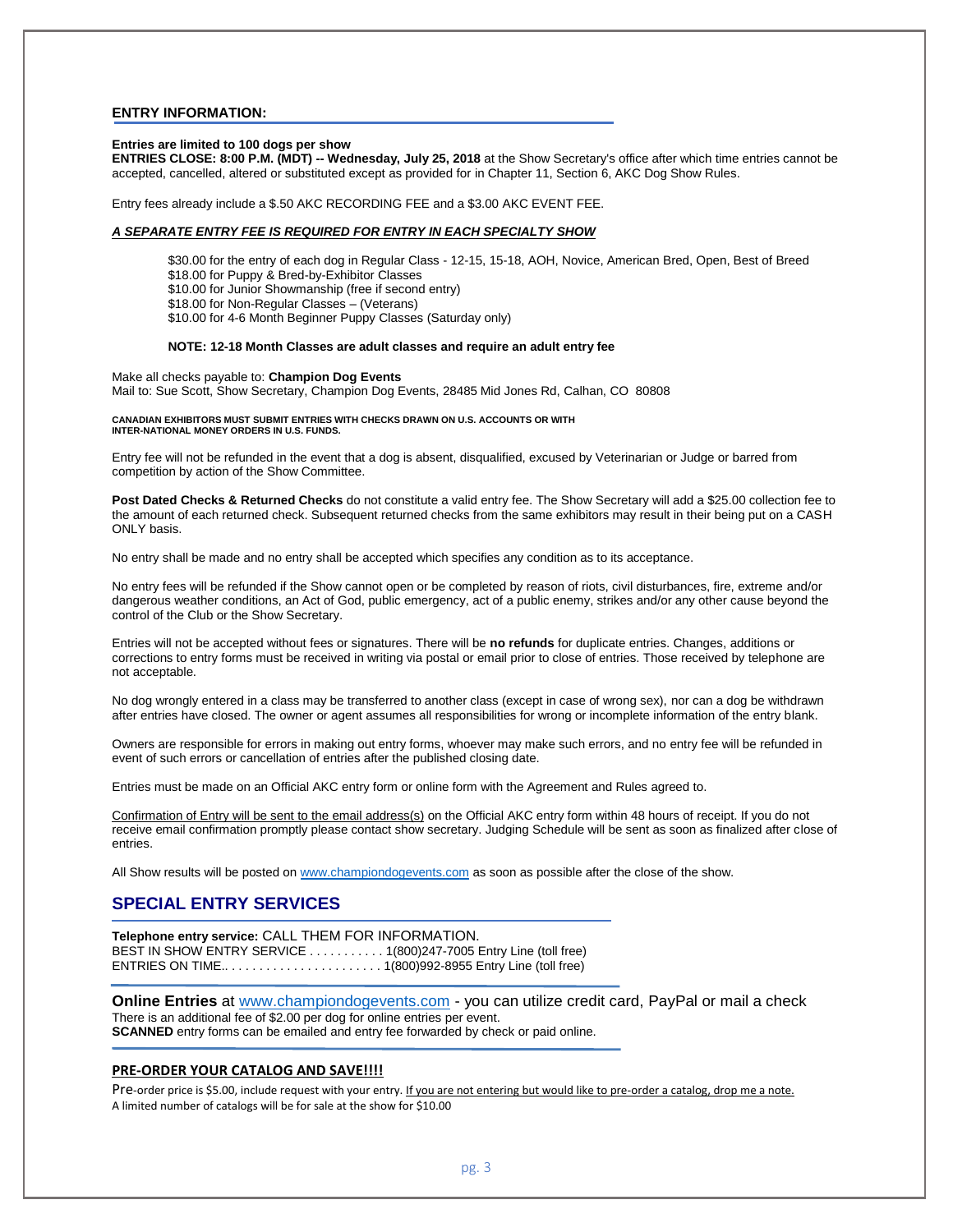## ENTRY INFORMATION:

**Entries are limited to 100 dogs per show**
**ENTRIES CLOSE: 8:00 P.M. (MDT) -- Wednesday, July 25, 2018** at the Show Secretary's office after which time entries cannot be accepted, cancelled, altered or substituted except as provided for in Chapter 11, Section 6, AKC Dog Show Rules.

Entry fees already include a $.50 AKC RECORDING FEE and a $3.00 AKC EVENT FEE.

***A SEPARATE ENTRY FEE IS REQUIRED FOR ENTRY IN EACH SPECIALTY SHOW***

$30.00 for the entry of each dog in Regular Class - 12-15, 15-18, AOH, Novice, American Bred, Open, Best of Breed
$18.00 for Puppy & Bred-by-Exhibitor Classes
$10.00 for Junior Showmanship (free if second entry)
$18.00 for Non-Regular Classes – (Veterans)
$10.00 for 4-6 Month Beginner Puppy Classes (Saturday only)

**NOTE: 12-18 Month Classes are adult classes and require an adult entry fee**

Make all checks payable to: **Champion Dog Events**
Mail to: Sue Scott, Show Secretary, Champion Dog Events, 28485 Mid Jones Rd, Calhan, CO 80808

**CANADIAN EXHIBITORS MUST SUBMIT ENTRIES WITH CHECKS DRAWN ON U.S. ACCOUNTS OR WITH INTER-NATIONAL MONEY ORDERS IN U.S. FUNDS.**

Entry fee will not be refunded in the event that a dog is absent, disqualified, excused by Veterinarian or Judge or barred from competition by action of the Show Committee.

**Post Dated Checks & Returned Checks** do not constitute a valid entry fee. The Show Secretary will add a $25.00 collection fee to the amount of each returned check. Subsequent returned checks from the same exhibitors may result in their being put on a CASH ONLY basis.

No entry shall be made and no entry shall be accepted which specifies any condition as to its acceptance.

No entry fees will be refunded if the Show cannot open or be completed by reason of riots, civil disturbances, fire, extreme and/or dangerous weather conditions, an Act of God, public emergency, act of a public enemy, strikes and/or any other cause beyond the control of the Club or the Show Secretary.

Entries will not be accepted without fees or signatures. There will be **no refunds** for duplicate entries. Changes, additions or corrections to entry forms must be received in writing via postal or email prior to close of entries. Those received by telephone are not acceptable.

No dog wrongly entered in a class may be transferred to another class (except in case of wrong sex), nor can a dog be withdrawn after entries have closed. The owner or agent assumes all responsibilities for wrong or incomplete information of the entry blank.

Owners are responsible for errors in making out entry forms, whoever may make such errors, and no entry fee will be refunded in event of such errors or cancellation of entries after the published closing date.

Entries must be made on an Official AKC entry form or online form with the Agreement and Rules agreed to.

Confirmation of Entry will be sent to the email address(s) on the Official AKC entry form within 48 hours of receipt. If you do not receive email confirmation promptly please contact show secretary. Judging Schedule will be sent as soon as finalized after close of entries.

All Show results will be posted on www.championdogevents.com as soon as possible after the close of the show.

## SPECIAL ENTRY SERVICES

**Telephone entry service:** CALL THEM FOR INFORMATION.
BEST IN SHOW ENTRY SERVICE . . . . . . . . . . . 1(800)247-7005 Entry Line (toll free)
ENTRIES ON TIME.. . . . . . . . . . . . . . . . . . . . . . . 1(800)992-8955 Entry Line (toll free)

**Online Entries** at www.championdogevents.com - you can utilize credit card, PayPal or mail a check
There is an additional fee of $2.00 per dog for online entries per event.
**SCANNED** entry forms can be emailed and entry fee forwarded by check or paid online.

**PRE-ORDER YOUR CATALOG AND SAVE!!!!**

Pre-order price is $5.00, include request with your entry. If you are not entering but would like to pre-order a catalog, drop me a note.
A limited number of catalogs will be for sale at the show for $10.00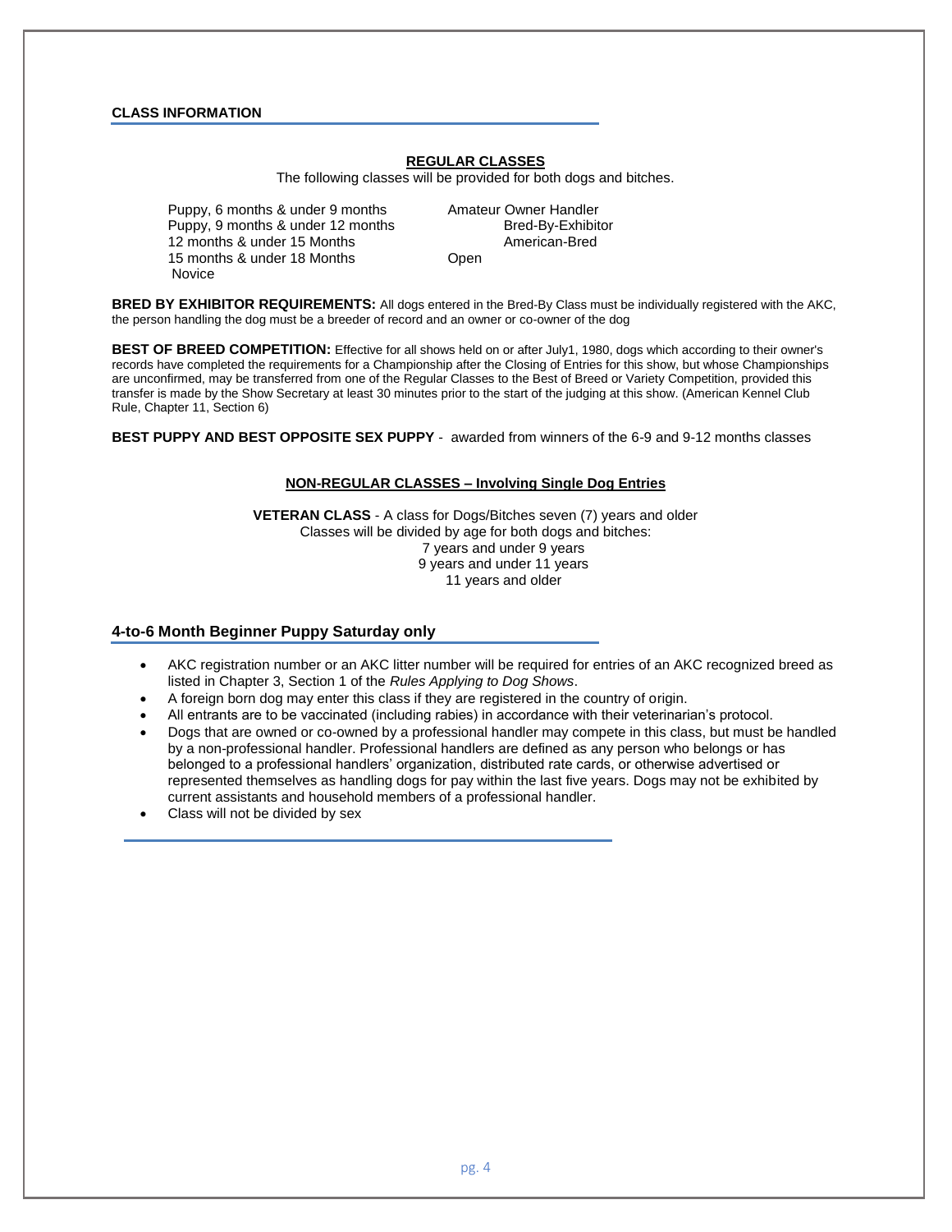## CLASS INFORMATION

### REGULAR CLASSES

The following classes will be provided for both dogs and bitches.

- Puppy, 6 months & under 9 months
- Puppy, 9 months & under 12 months
- 12 months & under 15 Months
- 15 months & under 18 Months
- Novice
- Amateur Owner Handler
- Bred-By-Exhibitor
- American-Bred
- Open

**BRED BY EXHIBITOR REQUIREMENTS:** All dogs entered in the Bred-By Class must be individually registered with the AKC, the person handling the dog must be a breeder of record and an owner or co-owner of the dog

**BEST OF BREED COMPETITION:** Effective for all shows held on or after July1, 1980, dogs which according to their owner's records have completed the requirements for a Championship after the Closing of Entries for this show, but whose Championships are unconfirmed, may be transferred from one of the Regular Classes to the Best of Breed or Variety Competition, provided this transfer is made by the Show Secretary at least 30 minutes prior to the start of the judging at this show. (American Kennel Club Rule, Chapter 11, Section 6)

**BEST PUPPY AND BEST OPPOSITE SEX PUPPY** - awarded from winners of the 6-9 and 9-12 months classes

### NON-REGULAR CLASSES – Involving Single Dog Entries

**VETERAN CLASS** - A class for Dogs/Bitches seven (7) years and older
Classes will be divided by age for both dogs and bitches:
7 years and under 9 years
9 years and under 11 years
11 years and older

## 4-to-6 Month Beginner Puppy Saturday only

- AKC registration number or an AKC litter number will be required for entries of an AKC recognized breed as listed in Chapter 3, Section 1 of the *Rules Applying to Dog Shows*.
- A foreign born dog may enter this class if they are registered in the country of origin.
- All entrants are to be vaccinated (including rabies) in accordance with their veterinarian's protocol.
- Dogs that are owned or co-owned by a professional handler may compete in this class, but must be handled by a non-professional handler. Professional handlers are defined as any person who belongs or has belonged to a professional handlers' organization, distributed rate cards, or otherwise advertised or represented themselves as handling dogs for pay within the last five years. Dogs may not be exhibited by current assistants and household members of a professional handler.
- Class will not be divided by sex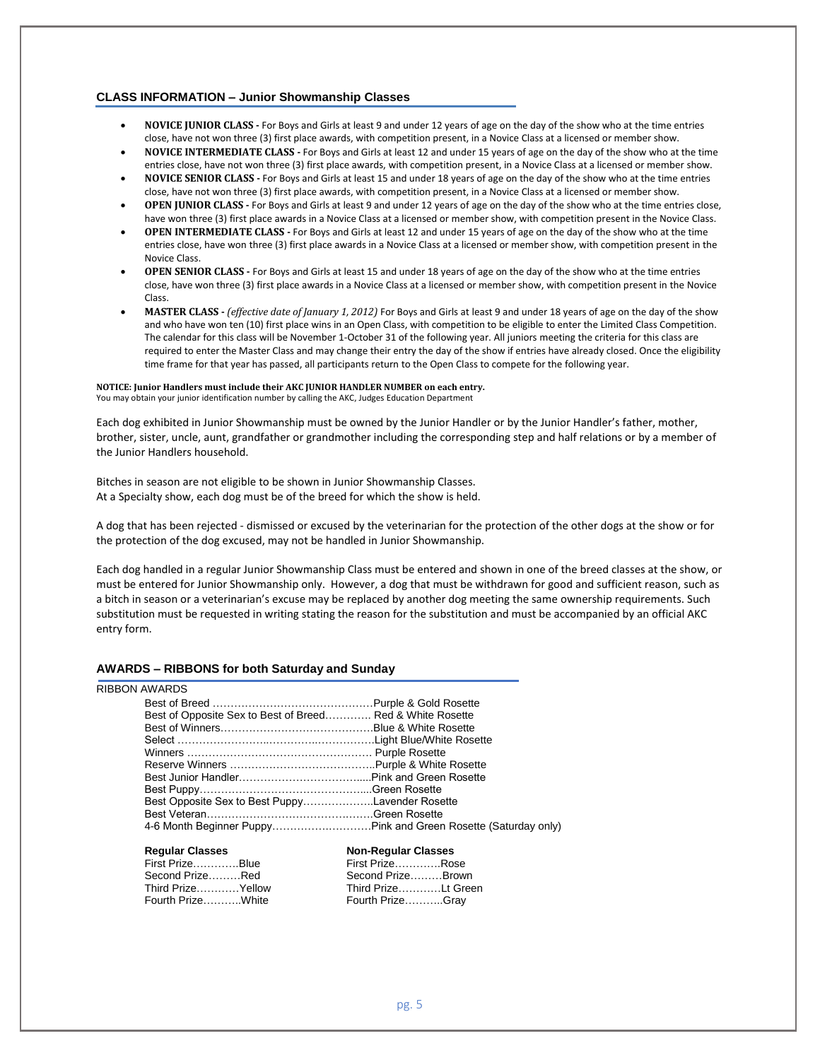## CLASS INFORMATION – Junior Showmanship Classes

- **NOVICE JUNIOR CLASS -** For Boys and Girls at least 9 and under 12 years of age on the day of the show who at the time entries close, have not won three (3) first place awards, with competition present, in a Novice Class at a licensed or member show.
- **NOVICE INTERMEDIATE CLASS -** For Boys and Girls at least 12 and under 15 years of age on the day of the show who at the time entries close, have not won three (3) first place awards, with competition present, in a Novice Class at a licensed or member show.
- **NOVICE SENIOR CLASS -** For Boys and Girls at least 15 and under 18 years of age on the day of the show who at the time entries close, have not won three (3) first place awards, with competition present, in a Novice Class at a licensed or member show.
- **OPEN JUNIOR CLASS -** For Boys and Girls at least 9 and under 12 years of age on the day of the show who at the time entries close, have won three (3) first place awards in a Novice Class at a licensed or member show, with competition present in the Novice Class.
- **OPEN INTERMEDIATE CLASS -** For Boys and Girls at least 12 and under 15 years of age on the day of the show who at the time entries close, have won three (3) first place awards in a Novice Class at a licensed or member show, with competition present in the Novice Class.
- **OPEN SENIOR CLASS -** For Boys and Girls at least 15 and under 18 years of age on the day of the show who at the time entries close, have won three (3) first place awards in a Novice Class at a licensed or member show, with competition present in the Novice Class.
- **MASTER CLASS -** *(effective date of January 1, 2012)* For Boys and Girls at least 9 and under 18 years of age on the day of the show and who have won ten (10) first place wins in an Open Class, with competition to be eligible to enter the Limited Class Competition. The calendar for this class will be November 1-October 31 of the following year. All juniors meeting the criteria for this class are required to enter the Master Class and may change their entry the day of the show if entries have already closed. Once the eligibility time frame for that year has passed, all participants return to the Open Class to compete for the following year.

**NOTICE: Junior Handlers must include their AKC JUNIOR HANDLER NUMBER on each entry.**
You may obtain your junior identification number by calling the AKC, Judges Education Department

Each dog exhibited in Junior Showmanship must be owned by the Junior Handler or by the Junior Handler's father, mother, brother, sister, uncle, aunt, grandfather or grandmother including the corresponding step and half relations or by a member of the Junior Handlers household.

Bitches in season are not eligible to be shown in Junior Showmanship Classes.
At a Specialty show, each dog must be of the breed for which the show is held.

A dog that has been rejected - dismissed or excused by the veterinarian for the protection of the other dogs at the show or for the protection of the dog excused, may not be handled in Junior Showmanship.

Each dog handled in a regular Junior Showmanship Class must be entered and shown in one of the breed classes at the show, or must be entered for Junior Showmanship only. However, a dog that must be withdrawn for good and sufficient reason, such as a bitch in season or a veterinarian's excuse may be replaced by another dog meeting the same ownership requirements. Such substitution must be requested in writing stating the reason for the substitution and must be accompanied by an official AKC entry form.

## AWARDS – RIBBONS for both Saturday and Sunday

RIBBON AWARDS

Best of Breed ……………………………………Purple & Gold Rosette
Best of Opposite Sex to Best of Breed…………. Red & White Rosette
Best of Winners……………………………………Blue & White Rosette
Select ………………………………………………Light Blue/White Rosette
Winners …………………………………………… Purple Rosette
Reserve Winners …………………………………..Purple & White Rosette
Best Junior Handler………………………………...Pink and Green Rosette
Best Puppy…………………………………………...Green Rosette
Best Opposite Sex to Best Puppy………………..Lavender Rosette
Best Veteran…………………………………………Green Rosette
4-6 Month Beginner Puppy…………………………Pink and Green Rosette (Saturday only)

**Regular Classes**
First Prize………….Blue
Second Prize………Red
Third Prize…………Yellow
Fourth Prize………..White

**Non-Regular Classes**
First Prize………….Rose
Second Prize………Brown
Third Prize…………Lt Green
Fourth Prize………..Gray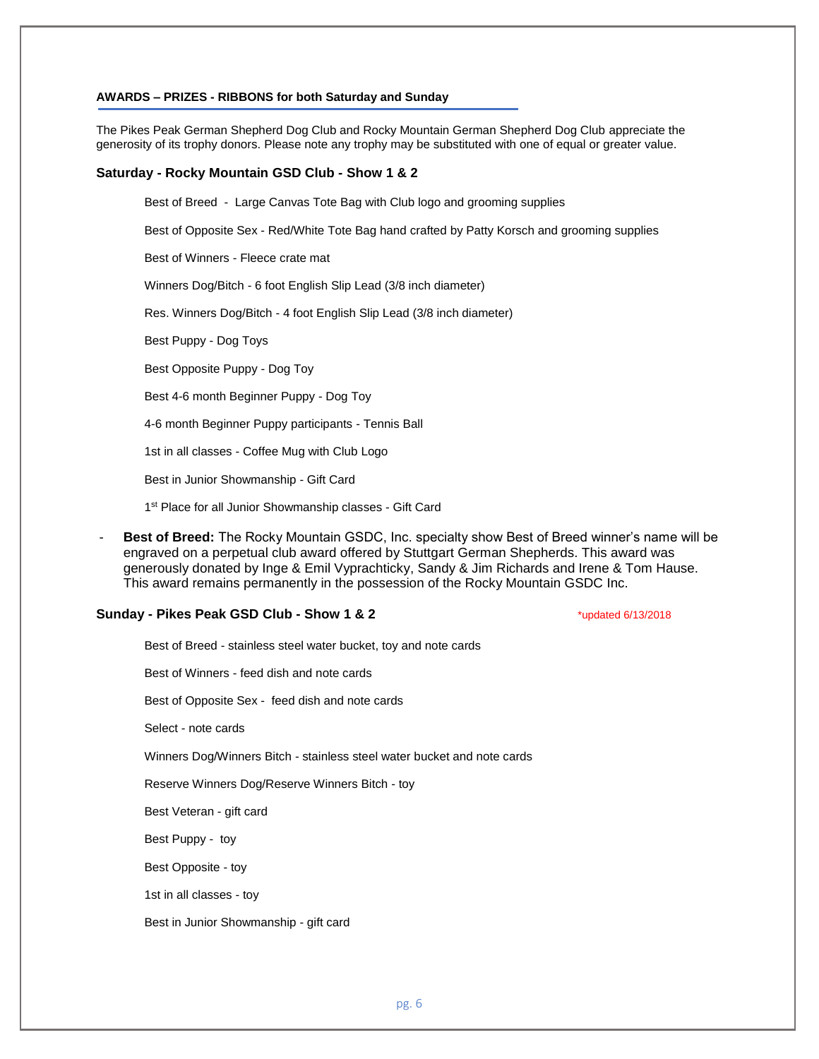### AWARDS – PRIZES - RIBBONS for both Saturday and Sunday

The Pikes Peak German Shepherd Dog Club and Rocky Mountain German Shepherd Dog Club appreciate the generosity of its trophy donors. Please note any trophy may be substituted with one of equal or greater value.

#### Saturday - Rocky Mountain GSD Club - Show 1 & 2

Best of Breed - Large Canvas Tote Bag with Club logo and grooming supplies

Best of Opposite Sex - Red/White Tote Bag hand crafted by Patty Korsch and grooming supplies

Best of Winners - Fleece crate mat

Winners Dog/Bitch - 6 foot English Slip Lead (3/8 inch diameter)

Res. Winners Dog/Bitch - 4 foot English Slip Lead (3/8 inch diameter)

Best Puppy - Dog Toys

Best Opposite Puppy - Dog Toy

Best 4-6 month Beginner Puppy - Dog Toy

4-6 month Beginner Puppy participants - Tennis Ball

1st in all classes - Coffee Mug with Club Logo

Best in Junior Showmanship - Gift Card

1st Place for all Junior Showmanship classes - Gift Card

- **Best of Breed:** The Rocky Mountain GSDC, Inc. specialty show Best of Breed winner's name will be engraved on a perpetual club award offered by Stuttgart German Shepherds. This award was generously donated by Inge & Emil Vyprachticky, Sandy & Jim Richards and Irene & Tom Hause. This award remains permanently in the possession of the Rocky Mountain GSDC Inc.

#### Sunday - Pikes Peak GSD Club - Show 1 & 2

*updated 6/13/2018

Best of Breed - stainless steel water bucket, toy and note cards

Best of Winners - feed dish and note cards

Best of Opposite Sex - feed dish and note cards

Select - note cards

Winners Dog/Winners Bitch - stainless steel water bucket and note cards

Reserve Winners Dog/Reserve Winners Bitch - toy

Best Veteran - gift card

Best Puppy - toy

Best Opposite - toy

1st in all classes - toy

Best in Junior Showmanship - gift card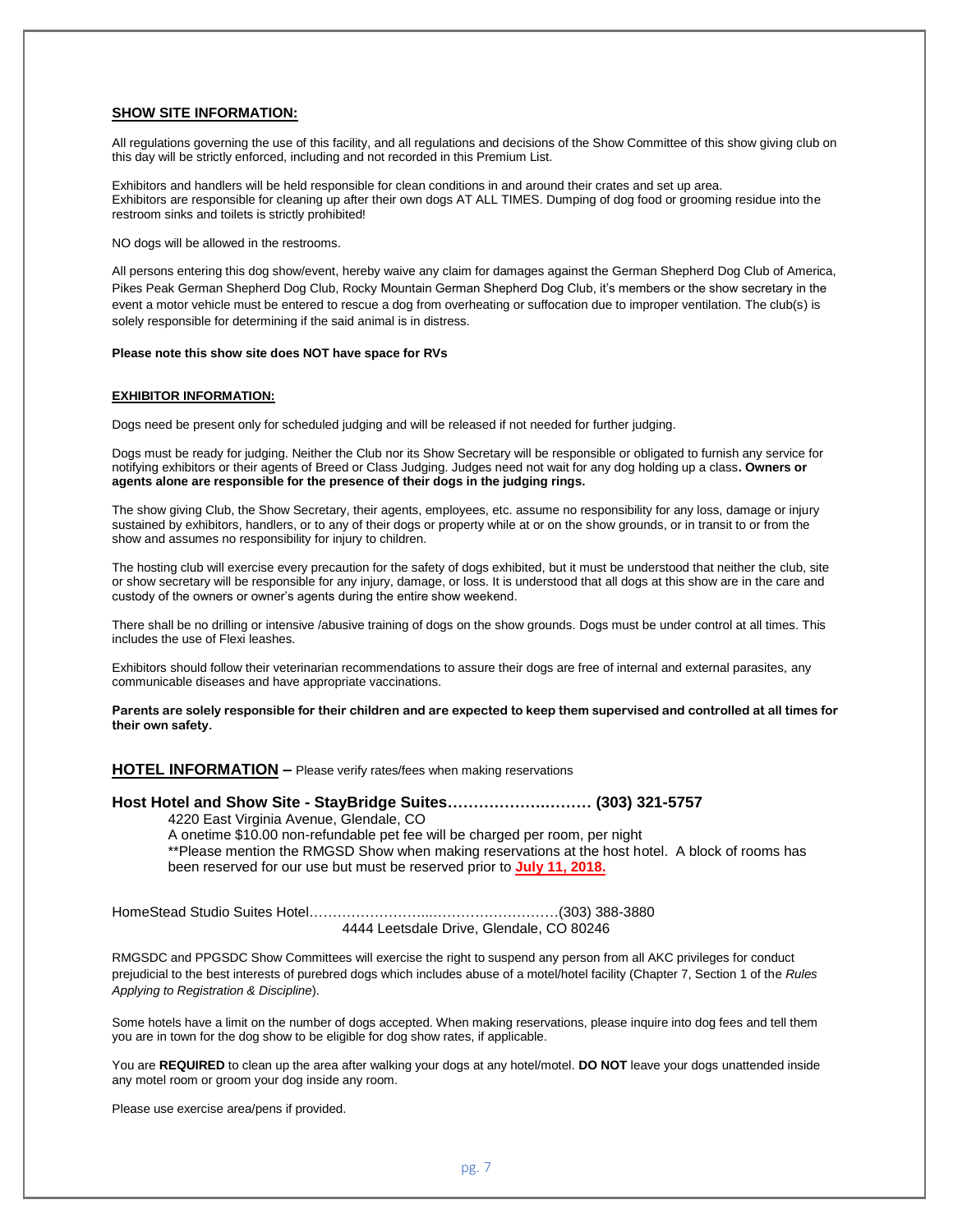## SHOW SITE INFORMATION:

All regulations governing the use of this facility, and all regulations and decisions of the Show Committee of this show giving club on this day will be strictly enforced, including and not recorded in this Premium List.

Exhibitors and handlers will be held responsible for clean conditions in and around their crates and set up area.
Exhibitors are responsible for cleaning up after their own dogs AT ALL TIMES. Dumping of dog food or grooming residue into the restroom sinks and toilets is strictly prohibited!

NO dogs will be allowed in the restrooms.

All persons entering this dog show/event, hereby waive any claim for damages against the German Shepherd Dog Club of America, Pikes Peak German Shepherd Dog Club, Rocky Mountain German Shepherd Dog Club, it's members or the show secretary in the event a motor vehicle must be entered to rescue a dog from overheating or suffocation due to improper ventilation. The club(s) is solely responsible for determining if the said animal is in distress.

**Please note this show site does NOT have space for RVs**

### EXHIBITOR INFORMATION:

Dogs need be present only for scheduled judging and will be released if not needed for further judging.

Dogs must be ready for judging. Neither the Club nor its Show Secretary will be responsible or obligated to furnish any service for notifying exhibitors or their agents of Breed or Class Judging. Judges need not wait for any dog holding up a class**. Owners or agents alone are responsible for the presence of their dogs in the judging rings.**

The show giving Club, the Show Secretary, their agents, employees, etc. assume no responsibility for any loss, damage or injury sustained by exhibitors, handlers, or to any of their dogs or property while at or on the show grounds, or in transit to or from the show and assumes no responsibility for injury to children.

The hosting club will exercise every precaution for the safety of dogs exhibited, but it must be understood that neither the club, site or show secretary will be responsible for any injury, damage, or loss. It is understood that all dogs at this show are in the care and custody of the owners or owner's agents during the entire show weekend.

There shall be no drilling or intensive /abusive training of dogs on the show grounds. Dogs must be under control at all times. This includes the use of Flexi leashes.

Exhibitors should follow their veterinarian recommendations to assure their dogs are free of internal and external parasites, any communicable diseases and have appropriate vaccinations.

**Parents are solely responsible for their children and are expected to keep them supervised and controlled at all times for their own safety.**

## HOTEL INFORMATION – Please verify rates/fees when making reservations

**Host Hotel and Show Site - StayBridge Suites……………………… (303) 321-5757**

4220 East Virginia Avenue, Glendale, CO
A onetime $10.00 non-refundable pet fee will be charged per room, per night
**Please mention the RMGSD Show when making reservations at the host hotel. A block of rooms has been reserved for our use but must be reserved prior to **July 11, 2018.**

HomeStead Studio Suites Hotel…………………...………………………(303) 388-3880
4444 Leetsdale Drive, Glendale, CO 80246

RMGSDC and PPGSDC Show Committees will exercise the right to suspend any person from all AKC privileges for conduct prejudicial to the best interests of purebred dogs which includes abuse of a motel/hotel facility (Chapter 7, Section 1 of the *Rules Applying to Registration & Discipline*).

Some hotels have a limit on the number of dogs accepted. When making reservations, please inquire into dog fees and tell them you are in town for the dog show to be eligible for dog show rates, if applicable.

You are **REQUIRED** to clean up the area after walking your dogs at any hotel/motel. **DO NOT** leave your dogs unattended inside any motel room or groom your dog inside any room.

Please use exercise area/pens if provided.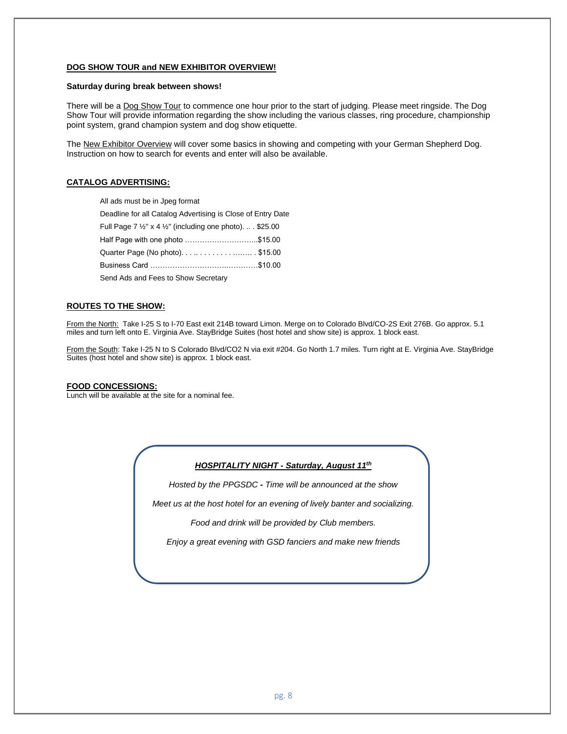**DOG SHOW TOUR and NEW EXHIBITOR OVERVIEW!**

**Saturday during break between shows!**

There will be a Dog Show Tour to commence one hour prior to the start of judging. Please meet ringside. The Dog Show Tour will provide information regarding the show including the various classes, ring procedure, championship point system, grand champion system and dog show etiquette.

The New Exhibitor Overview will cover some basics in showing and competing with your German Shepherd Dog. Instruction on how to search for events and enter will also be available.

**CATALOG ADVERTISING:**

All ads must be in Jpeg format

Deadline for all Catalog Advertising is Close of Entry Date

Full Page 7 ½" x 4 ½" (including one photo). .. . $25.00

Half Page with one photo ………………………...$15.00

Quarter Page (No photo). . . .. . . . . . . . . ..….. . $15.00

Business Card ……………………….…………$10.00

Send Ads and Fees to Show Secretary

**ROUTES TO THE SHOW:**

From the North: Take I-25 S to I-70 East exit 214B toward Limon. Merge on to Colorado Blvd/CO-2S Exit 276B. Go approx. 5.1 miles and turn left onto E. Virginia Ave. StayBridge Suites (host hotel and show site) is approx. 1 block east.

From the South: Take I-25 N to S Colorado Blvd/CO2 N via exit #204. Go North 1.7 miles. Turn right at E. Virginia Ave. StayBridge Suites (host hotel and show site) is approx. 1 block east.

**FOOD CONCESSIONS:**

Lunch will be available at the site for a nominal fee.

***HOSPITALITY NIGHT - Saturday, August 11th***

*Hosted by the PPGSDC* **-** *Time will be announced at the show*

*Meet us at the host hotel for an evening of lively banter and socializing.*

*Food and drink will be provided by Club members.*

*Enjoy a great evening with GSD fanciers and make new friends*